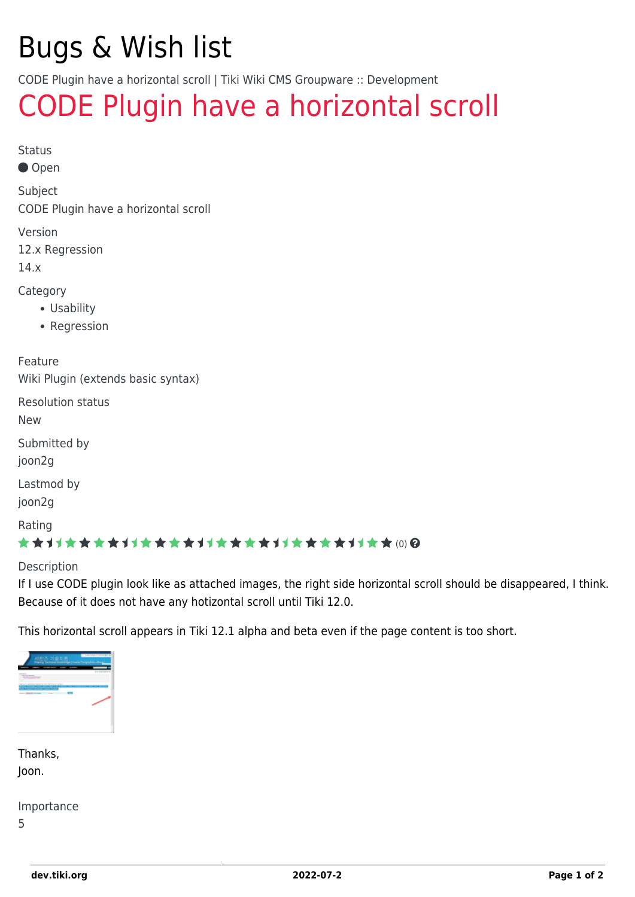# Bugs & Wish list

CODE Plugin have a horizontal scroll | Tiki Wiki CMS Groupware :: Development

## CODE Plugin have a horizontal scroll

Status

● Open

Subject

CODE Plugin have a horizontal scroll

Version

12.x Regression

14.x

Category

- Usability
- Regression

Feature

Wiki Plugin (extends basic syntax)

Resolution status

New

Submitted by

joon2g

Lastmod by

joon2g

Rating

(0)

Description

If I use CODE plugin look like as attached images, the right side horizontal scroll should be disappeared, I think. Because of it does not have any hotizontal scroll until Tiki 12.0.

This horizontal scroll appears in Tiki 12.1 alpha and beta even if the page content is too short.

Thanks,
Joon.

Importance

5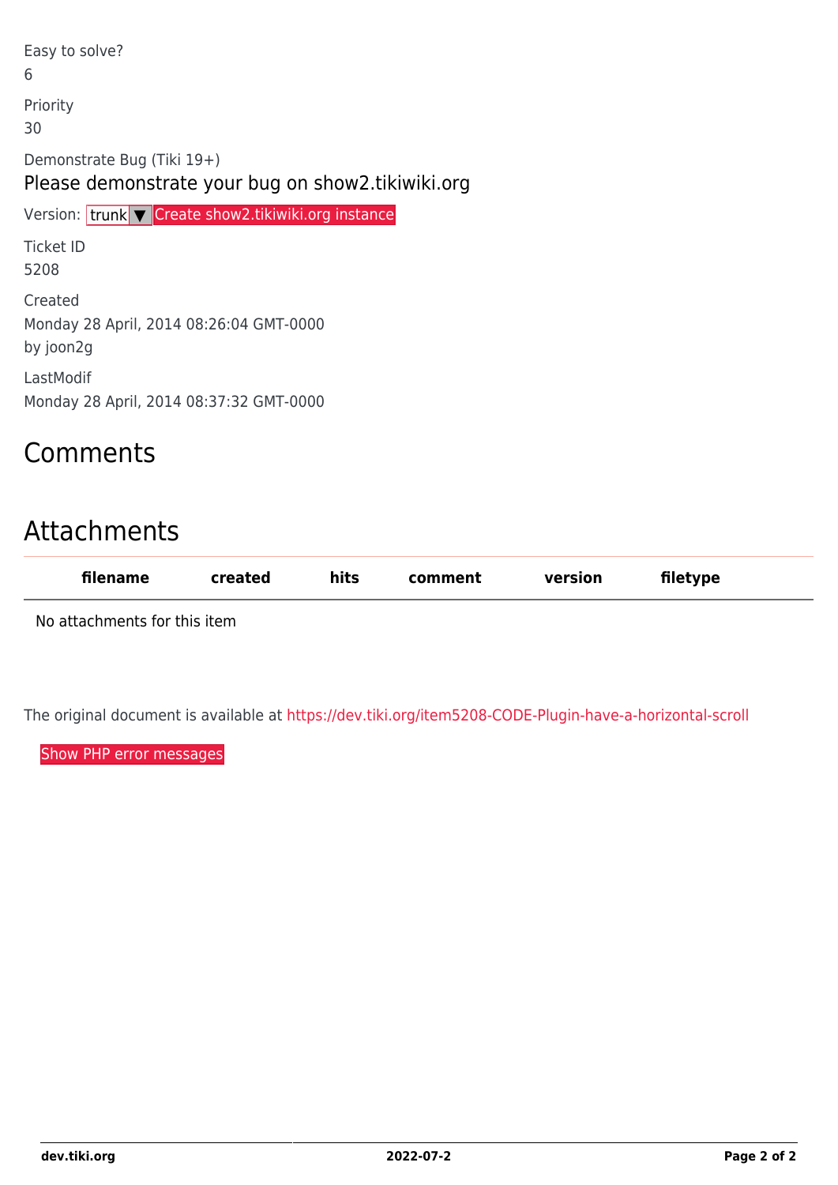Easy to solve?

6

Priority

30

Demonstrate Bug (Tiki 19+)

Please demonstrate your bug on show2.tikiwiki.org

Version: trunk ▼ Create show2.tikiwiki.org instance

Ticket ID

5208

Created

Monday 28 April, 2014 08:26:04 GMT-0000

by joon2g

LastModif

Monday 28 April, 2014 08:37:32 GMT-0000

## Comments

## Attachments

| filename | created | hits | comment | version | filetype |
| --- | --- | --- | --- | --- | --- |
| No attachments for this item | | | | | |

The original document is available at https://dev.tiki.org/item5208-CODE-Plugin-have-a-horizontal-scroll

Show PHP error messages